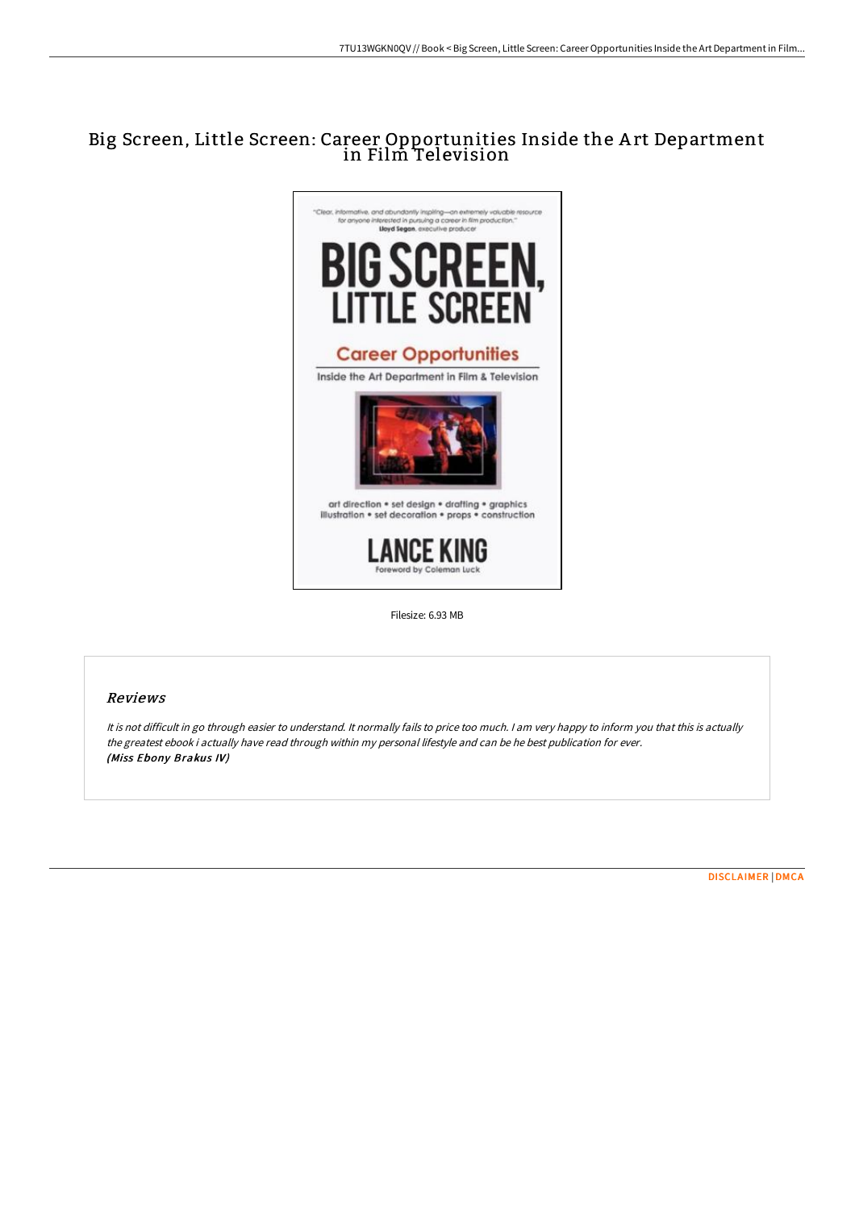# Big Screen, Little Screen: Career Opportunities Inside the Art Department in Film Television

Filesize: 6.93 MB

## Reviews

*It is not difficult in go through easier to understand. It normally fails to price too much. I am very happy to inform you that this is actually the greatest ebook i actually have read through within my personal lifestyle and can be he best publication for ever.*
***(Miss Ebony Brakus IV)***

DISCLAIMER | DMCA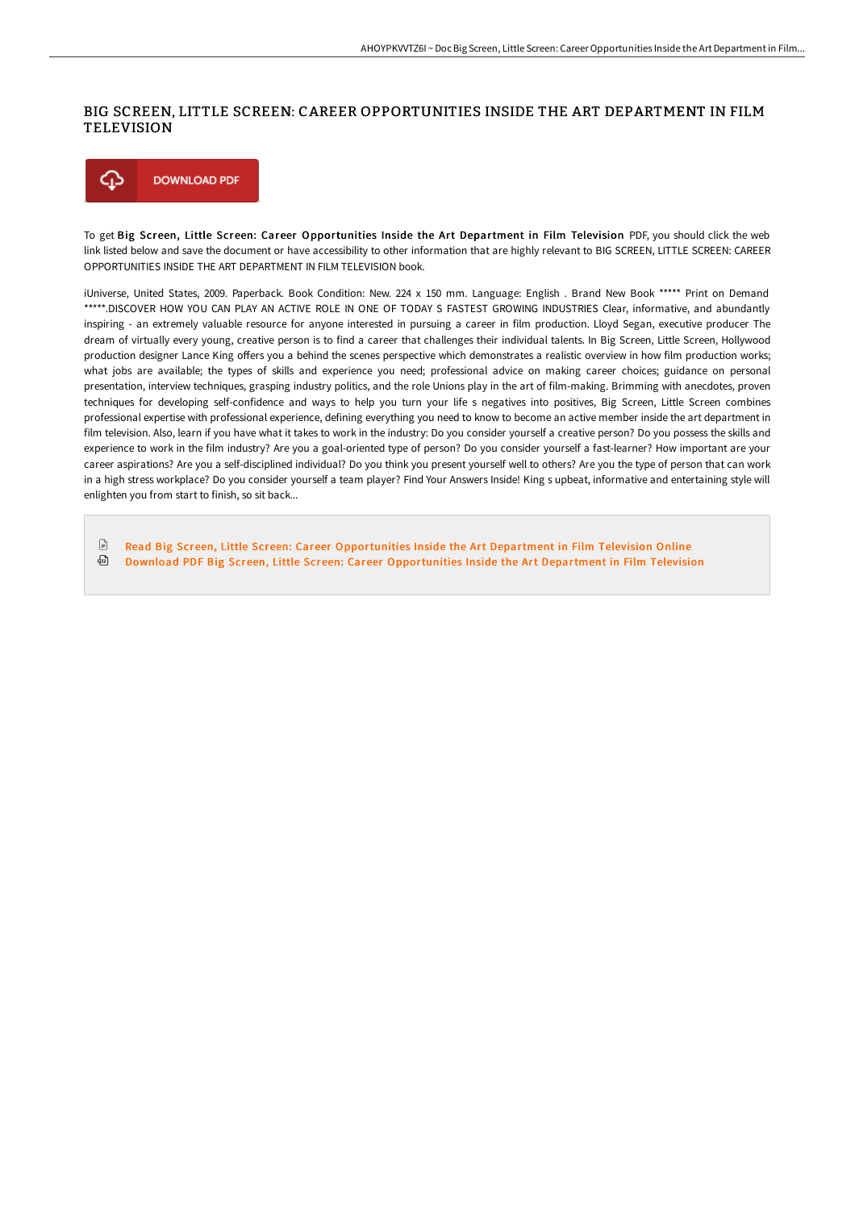# BIG SCREEN, LITTLE SCREEN: CAREER OPPORTUNITIES INSIDE THE ART DEPARTMENT IN FILM TELEVISION

DOWNLOAD PDF

To get **Big Screen, Little Screen: Career Opportunities Inside the Art Department in Film Television** PDF, you should click the web link listed below and save the document or have accessibility to other information that are highly relevant to BIG SCREEN, LITTLE SCREEN: CAREER OPPORTUNITIES INSIDE THE ART DEPARTMENT IN FILM TELEVISION book.

iUniverse, United States, 2009. Paperback. Book Condition: New. 224 x 150 mm. Language: English . Brand New Book ***** Print on Demand *****.DISCOVER HOW YOU CAN PLAY AN ACTIVE ROLE IN ONE OF TODAY S FASTEST GROWING INDUSTRIES Clear, informative, and abundantly inspiring - an extremely valuable resource for anyone interested in pursuing a career in film production. Lloyd Segan, executive producer The dream of virtually every young, creative person is to find a career that challenges their individual talents. In Big Screen, Little Screen, Hollywood production designer Lance King offers you a behind the scenes perspective which demonstrates a realistic overview in how film production works; what jobs are available; the types of skills and experience you need; professional advice on making career choices; guidance on personal presentation, interview techniques, grasping industry politics, and the role Unions play in the art of film-making. Brimming with anecdotes, proven techniques for developing self-confidence and ways to help you turn your life s negatives into positives, Big Screen, Little Screen combines professional expertise with professional experience, defining everything you need to know to become an active member inside the art department in film television. Also, learn if you have what it takes to work in the industry: Do you consider yourself a creative person? Do you possess the skills and experience to work in the film industry? Are you a goal-oriented type of person? Do you consider yourself a fast-learner? How important are your career aspirations? Are you a self-disciplined individual? Do you think you present yourself well to others? Are you the type of person that can work in a high stress workplace? Do you consider yourself a team player? Find Your Answers Inside! King s upbeat, informative and entertaining style will enlighten you from start to finish, so sit back...

- Read Big Screen, Little Screen: Career Opportunities Inside the Art Department in Film Television Online
- Download PDF Big Screen, Little Screen: Career Opportunities Inside the Art Department in Film Television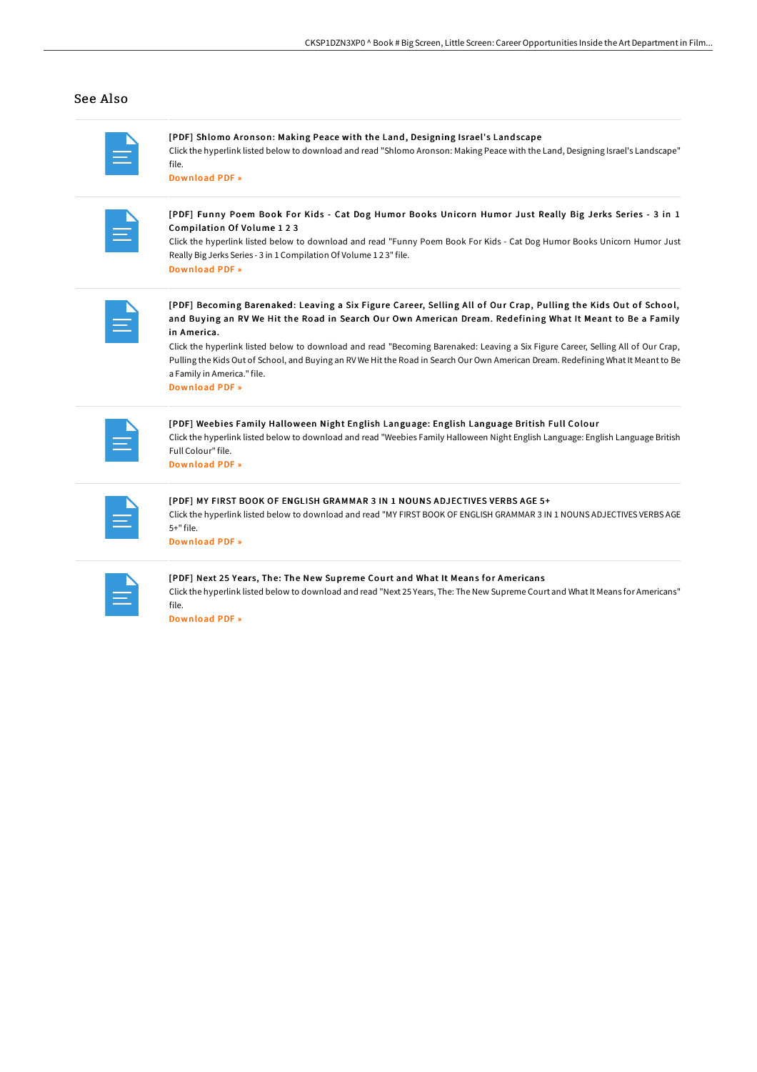## See Also

**[PDF] Shlomo Aronson: Making Peace with the Land, Designing Israel's Landscape**

Click the hyperlink listed below to download and read "Shlomo Aronson: Making Peace with the Land, Designing Israel's Landscape" file.

Download PDF »

**[PDF] Funny Poem Book For Kids - Cat Dog Humor Books Unicorn Humor Just Really Big Jerks Series - 3 in 1 Compilation Of Volume 1 2 3**

Click the hyperlink listed below to download and read "Funny Poem Book For Kids - Cat Dog Humor Books Unicorn Humor Just Really Big Jerks Series - 3 in 1 Compilation Of Volume 1 2 3" file.

Download PDF »

**[PDF] Becoming Barenaked: Leaving a Six Figure Career, Selling All of Our Crap, Pulling the Kids Out of School, and Buying an RV We Hit the Road in Search Our Own American Dream. Redefining What It Meant to Be a Family in America.**

Click the hyperlink listed below to download and read "Becoming Barenaked: Leaving a Six Figure Career, Selling All of Our Crap, Pulling the Kids Out of School, and Buying an RV We Hit the Road in Search Our Own American Dream. Redefining What It Meant to Be a Family in America." file.

Download PDF »

**[PDF] Weebies Family Halloween Night English Language: English Language British Full Colour**

Click the hyperlink listed below to download and read "Weebies Family Halloween Night English Language: English Language British Full Colour" file.

Download PDF »

**[PDF] MY FIRST BOOK OF ENGLISH GRAMMAR 3 IN 1 NOUNS ADJECTIVES VERBS AGE 5+**

Click the hyperlink listed below to download and read "MY FIRST BOOK OF ENGLISH GRAMMAR 3 IN 1 NOUNS ADJECTIVES VERBS AGE 5+" file.

Download PDF »

**[PDF] Next 25 Years, The: The New Supreme Court and What It Means for Americans**

Click the hyperlink listed below to download and read "Next 25 Years, The: The New Supreme Court and What It Means for Americans" file.

Download PDF »